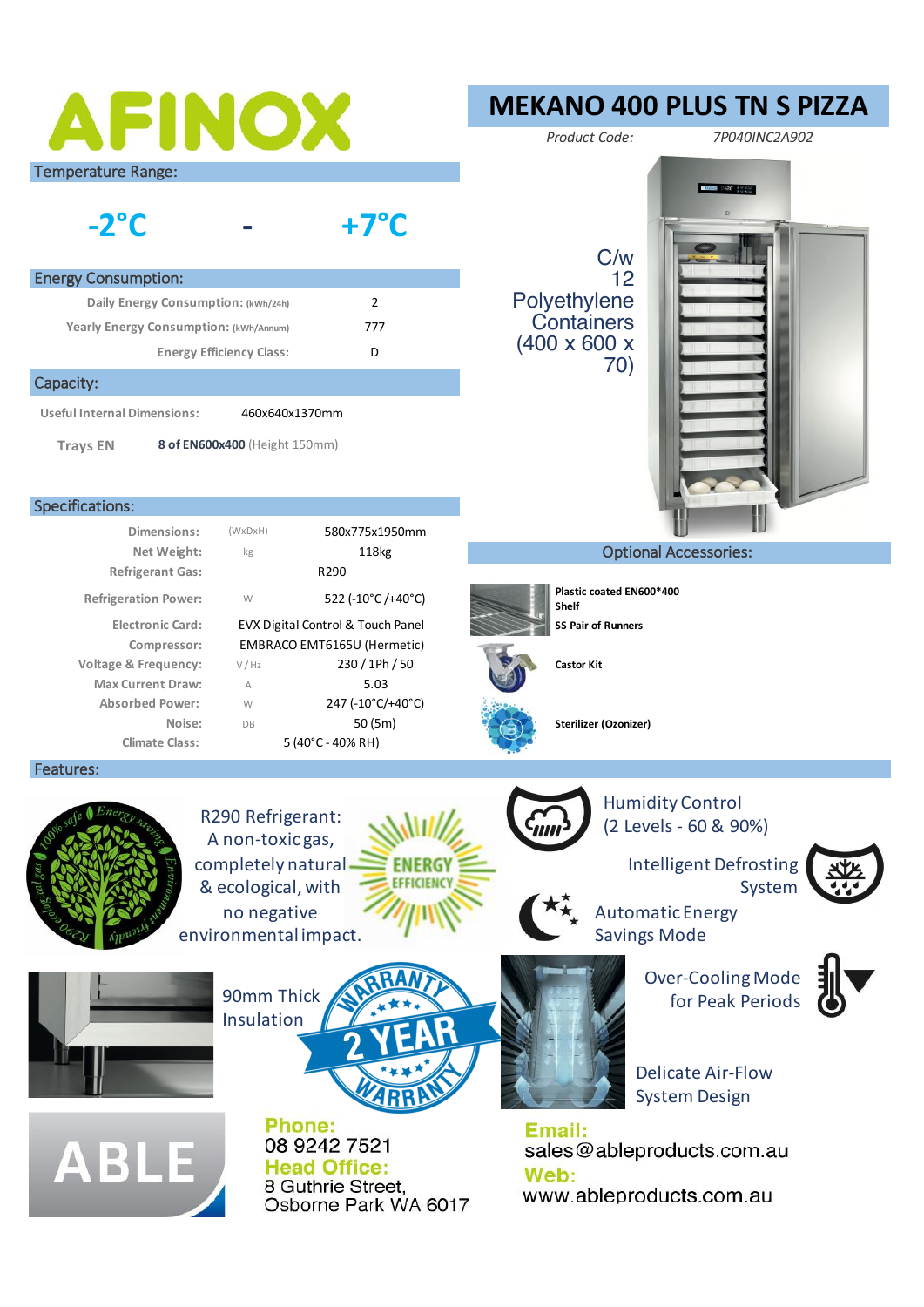# AFINOX

## MEKANO 400 PLUS TN S PIZZA

*Product Code:* *7P040INC2A902*

### Temperature Range:

**-2°C - +7°C**

### Energy Consumption:

| | |
|---|---|
| Daily Energy Consumption: (kWh/24h) | 2 |
| Yearly Energy Consumption: (kWh/Annum) | 777 |
| Energy Efficiency Class: | D |

### Capacity:

| | |
|---|---|
| Useful Internal Dimensions: | 460x640x1370mm |
| Trays EN | **8 of EN600x400** (Height 150mm) |

C/w 12 Polyethylene Containers (400 x 600 x 70)

### Specifications:

| | | |
|---|---|---|
| Dimensions: | (WxDxH) | 580x775x1950mm |
| Net Weight: | kg | 118kg |
| Refrigerant Gas: | | R290 |
| Refrigeration Power: | W | 522 (-10°C /+40°C) |
| Electronic Card: | | EVX Digital Control & Touch Panel |
| Compressor: | | EMBRACO EMT6165U (Hermetic) |
| Voltage & Frequency: | V / Hz | 230 / 1Ph / 50 |
| Max Current Draw: | A | 5.03 |
| Absorbed Power: | W | 247 (-10°C/+40°C) |
| Noise: | DB | 50 (5m) |
| Climate Class: | | 5 (40°C - 40% RH) |

### Optional Accessories:

- **Plastic coated EN600*400 Shelf**
- **SS Pair of Runners**
- **Castor Kit**
- **Sterilizer (Ozonizer)**

### Features:

- R290 Refrigerant: A non-toxic gas, completely natural & ecological, with no negative environmental impact.
- ENERGY EFFICIENCY
- Humidity Control (2 Levels - 60 & 90%)
- Intelligent Defrosting System
- Automatic Energy Savings Mode
- 90mm Thick Insulation
- 2 YEAR WARRANTY
- Over-Cooling Mode for Peak Periods
- Delicate Air-Flow System Design

ABLE

**Phone:**
08 9242 7521

**Head Office:**
8 Guthrie Street,
Osborne Park WA 6017

**Email:**
sales@ableproducts.com.au

**Web:**
www.ableproducts.com.au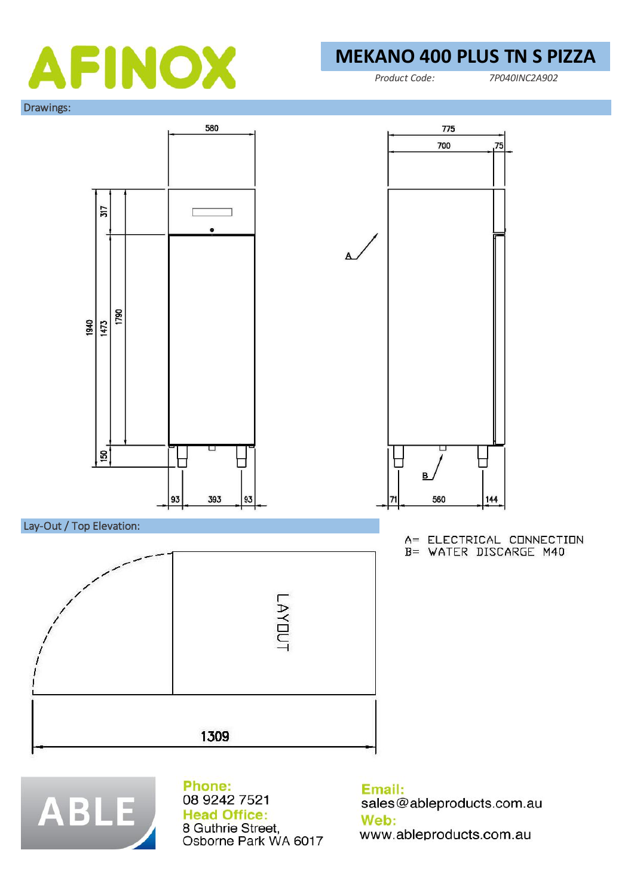# AFINOX

## MEKANO 400 PLUS TN S PIZZA

*Product Code:* *7P040INC2A902*

**Drawings:**

580

317

1940

1473

1790

150

93 393 93

775

700

75

A

B

71 560 144

**Lay-Out / Top Elevation:**

LAYOUT

1309

A= ELECTRICAL CONNECTION
B= WATER DISCARGE M40

ABLE

**Phone:**
08 9242 7521
**Head Office:**
8 Guthrie Street,
Osborne Park WA 6017

**Email:**
sales@ableproducts.com.au
**Web:**
www.ableproducts.com.au